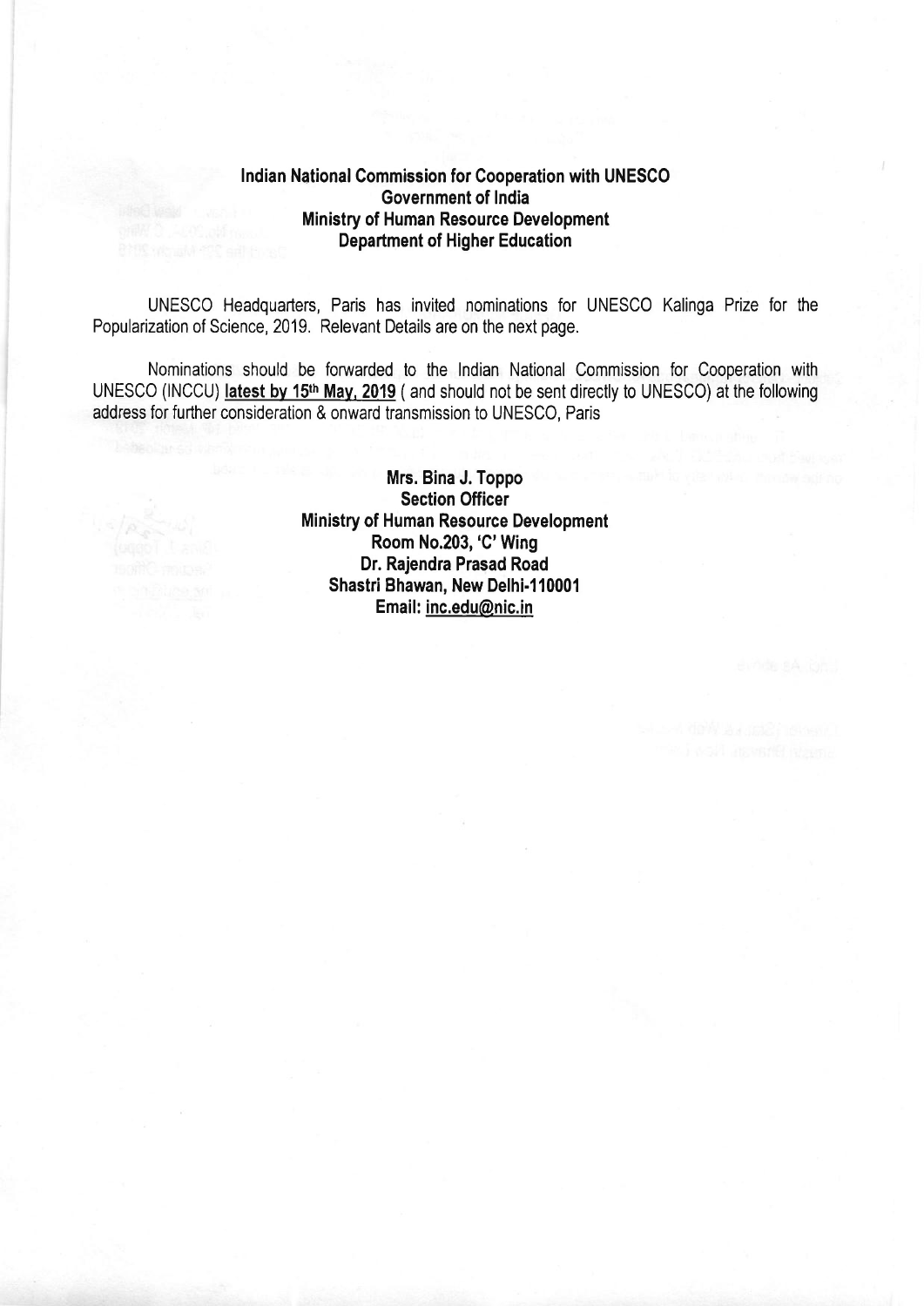**Indian National Commission for Cooperation with UNESCO**
**Government of India**
**Ministry of Human Resource Development**
**Department of Higher Education**

UNESCO Headquarters, Paris has invited nominations for UNESCO Kalinga Prize for the Popularization of Science, 2019. Relevant Details are on the next page.

Nominations should be forwarded to the Indian National Commission for Cooperation with UNESCO (INCCU) **latest by 15th May, 2019** ( and should not be sent directly to UNESCO) at the following address for further consideration & onward transmission to UNESCO, Paris

**Mrs. Bina J. Toppo**
**Section Officer**
**Ministry of Human Resource Development**
**Room No.203, 'C' Wing**
**Dr. Rajendra Prasad Road**
**Shastri Bhawan, New Delhi-110001**
**Email: inc.edu@nic.in**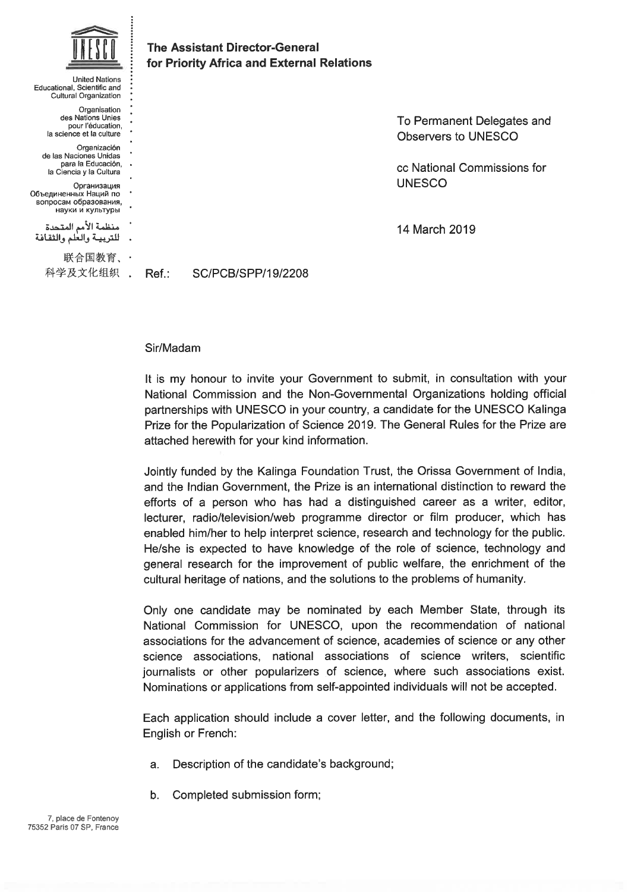United Nations Educational, Scientific and Cultural Organization

Organisation des Nations Unies pour l'éducation, la science et la culture

Organización de las Naciones Unidas para la Educación, la Ciencia y la Cultura

Организация Объединенных Наций по вопросам образования, науки и культуры

منظمة الأمم المتحدة للتربية والعلم والثقافة

联合国教育、科学及文化组织

**The Assistant Director-General for Priority Africa and External Relations**

To Permanent Delegates and Observers to UNESCO

cc National Commissions for UNESCO

14 March 2019

Ref.: SC/PCB/SPP/19/2208

Sir/Madam

It is my honour to invite your Government to submit, in consultation with your National Commission and the Non-Governmental Organizations holding official partnerships with UNESCO in your country, a candidate for the UNESCO Kalinga Prize for the Popularization of Science 2019. The General Rules for the Prize are attached herewith for your kind information.

Jointly funded by the Kalinga Foundation Trust, the Orissa Government of India, and the Indian Government, the Prize is an international distinction to reward the efforts of a person who has had a distinguished career as a writer, editor, lecturer, radio/television/web programme director or film producer, which has enabled him/her to help interpret science, research and technology for the public. He/she is expected to have knowledge of the role of science, technology and general research for the improvement of public welfare, the enrichment of the cultural heritage of nations, and the solutions to the problems of humanity.

Only one candidate may be nominated by each Member State, through its National Commission for UNESCO, upon the recommendation of national associations for the advancement of science, academies of science or any other science associations, national associations of science writers, scientific journalists or other popularizers of science, where such associations exist. Nominations or applications from self-appointed individuals will not be accepted.

Each application should include a cover letter, and the following documents, in English or French:

a. Description of the candidate's background;

b. Completed submission form;

7, place de Fontenoy
75352 Paris 07 SP, France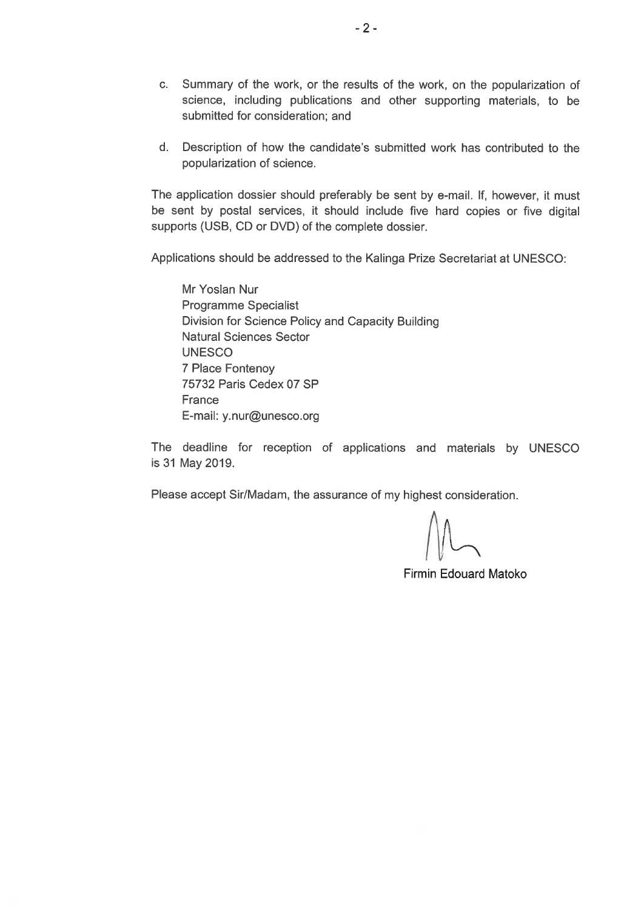c. Summary of the work, or the results of the work, on the popularization of science, including publications and other supporting materials, to be submitted for consideration; and

d. Description of how the candidate's submitted work has contributed to the popularization of science.

The application dossier should preferably be sent by e-mail. If, however, it must be sent by postal services, it should include five hard copies or five digital supports (USB, CD or DVD) of the complete dossier.

Applications should be addressed to the Kalinga Prize Secretariat at UNESCO:

Mr Yoslan Nur
Programme Specialist
Division for Science Policy and Capacity Building
Natural Sciences Sector
UNESCO
7 Place Fontenoy
75732 Paris Cedex 07 SP
France
E-mail: y.nur@unesco.org

The deadline for reception of applications and materials by UNESCO is 31 May 2019.

Please accept Sir/Madam, the assurance of my highest consideration.

Firmin Edouard Matoko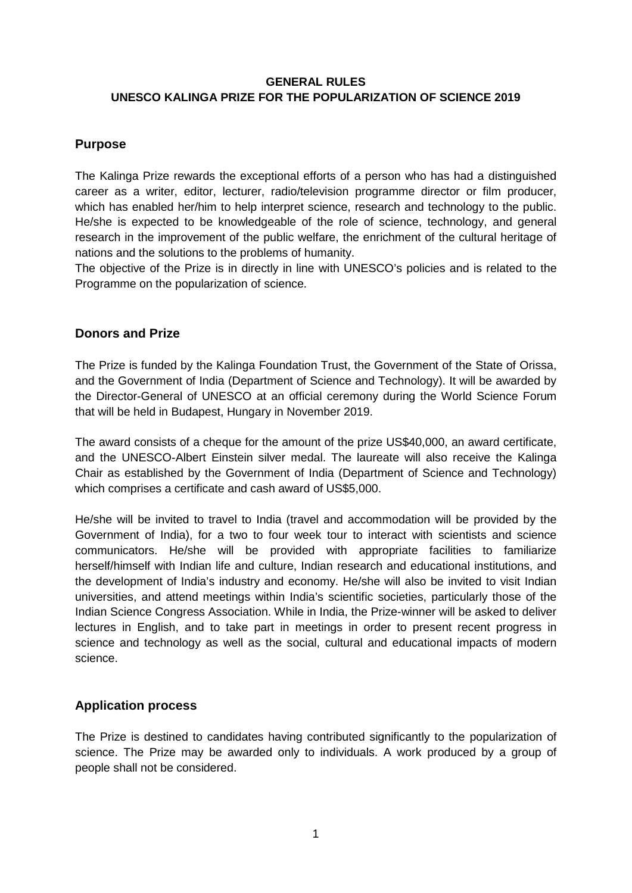**GENERAL RULES**
**UNESCO KALINGA PRIZE FOR THE POPULARIZATION OF SCIENCE 2019**

## Purpose

The Kalinga Prize rewards the exceptional efforts of a person who has had a distinguished career as a writer, editor, lecturer, radio/television programme director or film producer, which has enabled her/him to help interpret science, research and technology to the public. He/she is expected to be knowledgeable of the role of science, technology, and general research in the improvement of the public welfare, the enrichment of the cultural heritage of nations and the solutions to the problems of humanity.
The objective of the Prize is in directly in line with UNESCO's policies and is related to the Programme on the popularization of science.

## Donors and Prize

The Prize is funded by the Kalinga Foundation Trust, the Government of the State of Orissa, and the Government of India (Department of Science and Technology). It will be awarded by the Director-General of UNESCO at an official ceremony during the World Science Forum that will be held in Budapest, Hungary in November 2019.

The award consists of a cheque for the amount of the prize US$40,000, an award certificate, and the UNESCO-Albert Einstein silver medal. The laureate will also receive the Kalinga Chair as established by the Government of India (Department of Science and Technology) which comprises a certificate and cash award of US$5,000.

He/she will be invited to travel to India (travel and accommodation will be provided by the Government of India), for a two to four week tour to interact with scientists and science communicators. He/she will be provided with appropriate facilities to familiarize herself/himself with Indian life and culture, Indian research and educational institutions, and the development of India's industry and economy. He/she will also be invited to visit Indian universities, and attend meetings within India's scientific societies, particularly those of the Indian Science Congress Association. While in India, the Prize-winner will be asked to deliver lectures in English, and to take part in meetings in order to present recent progress in science and technology as well as the social, cultural and educational impacts of modern science.

## Application process

The Prize is destined to candidates having contributed significantly to the popularization of science. The Prize may be awarded only to individuals. A work produced by a group of people shall not be considered.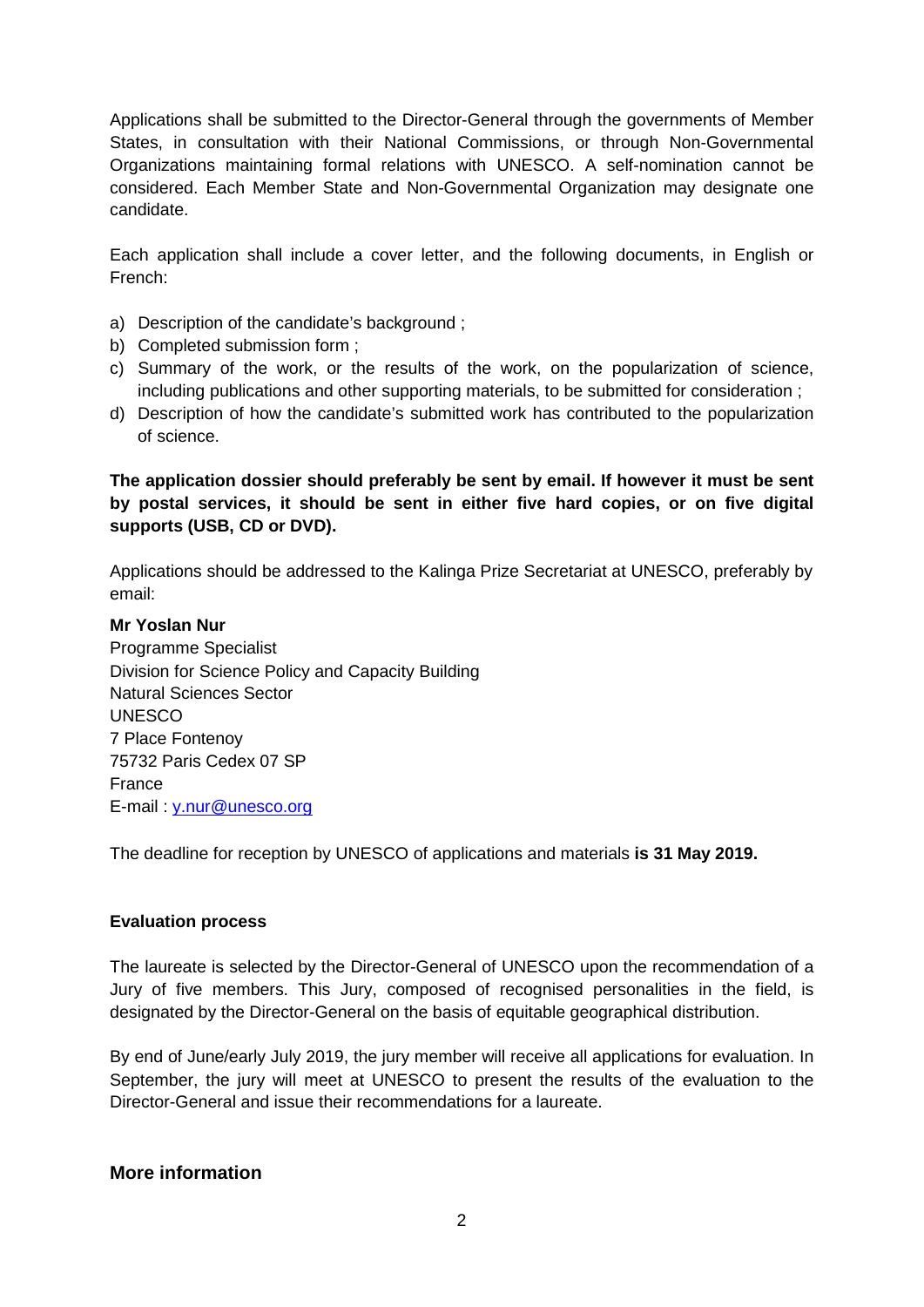Applications shall be submitted to the Director-General through the governments of Member States, in consultation with their National Commissions, or through Non-Governmental Organizations maintaining formal relations with UNESCO. A self-nomination cannot be considered. Each Member State and Non-Governmental Organization may designate one candidate.

Each application shall include a cover letter, and the following documents, in English or French:

a) Description of the candidate's background ;
b) Completed submission form ;
c) Summary of the work, or the results of the work, on the popularization of science, including publications and other supporting materials, to be submitted for consideration ;
d) Description of how the candidate's submitted work has contributed to the popularization of science.

**The application dossier should preferably be sent by email. If however it must be sent by postal services, it should be sent in either five hard copies, or on five digital supports (USB, CD or DVD).**

Applications should be addressed to the Kalinga Prize Secretariat at UNESCO, preferably by email:

**Mr Yoslan Nur**
Programme Specialist
Division for Science Policy and Capacity Building
Natural Sciences Sector
UNESCO
7 Place Fontenoy
75732 Paris Cedex 07 SP
France
E-mail : y.nur@unesco.org

The deadline for reception by UNESCO of applications and materials **is 31 May 2019.**

**Evaluation process**

The laureate is selected by the Director-General of UNESCO upon the recommendation of a Jury of five members. This Jury, composed of recognised personalities in the field, is designated by the Director-General on the basis of equitable geographical distribution.

By end of June/early July 2019, the jury member will receive all applications for evaluation. In September, the jury will meet at UNESCO to present the results of the evaluation to the Director-General and issue their recommendations for a laureate.

## More information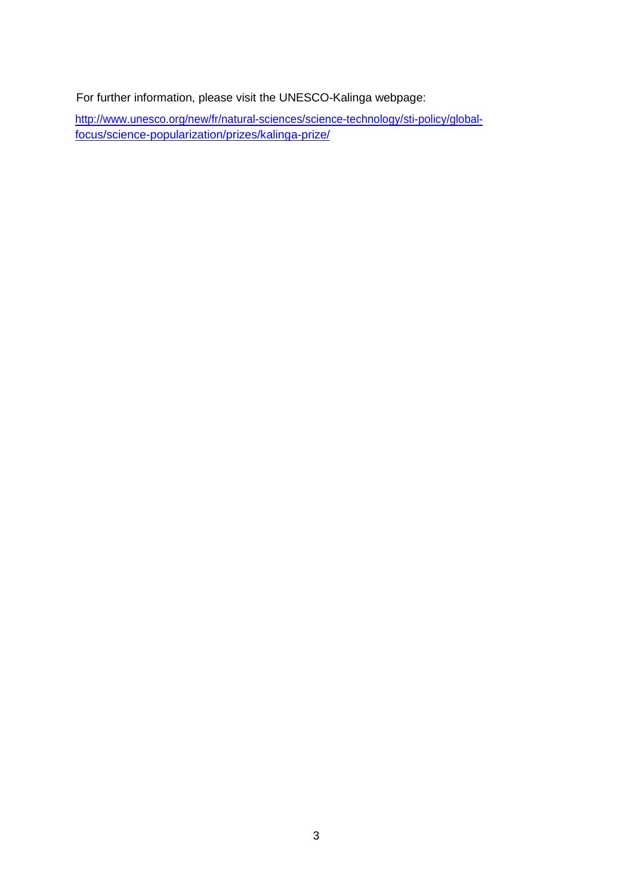For further information, please visit the UNESCO-Kalinga webpage:

[http://www.unesco.org/new/fr/natural-sciences/science-technology/sti-policy/global-focus/science-popularization/prizes/kalinga-prize/](http://www.unesco.org/new/fr/natural-sciences/science-technology/sti-policy/global-focus/science-popularization/prizes/kalinga-prize/)